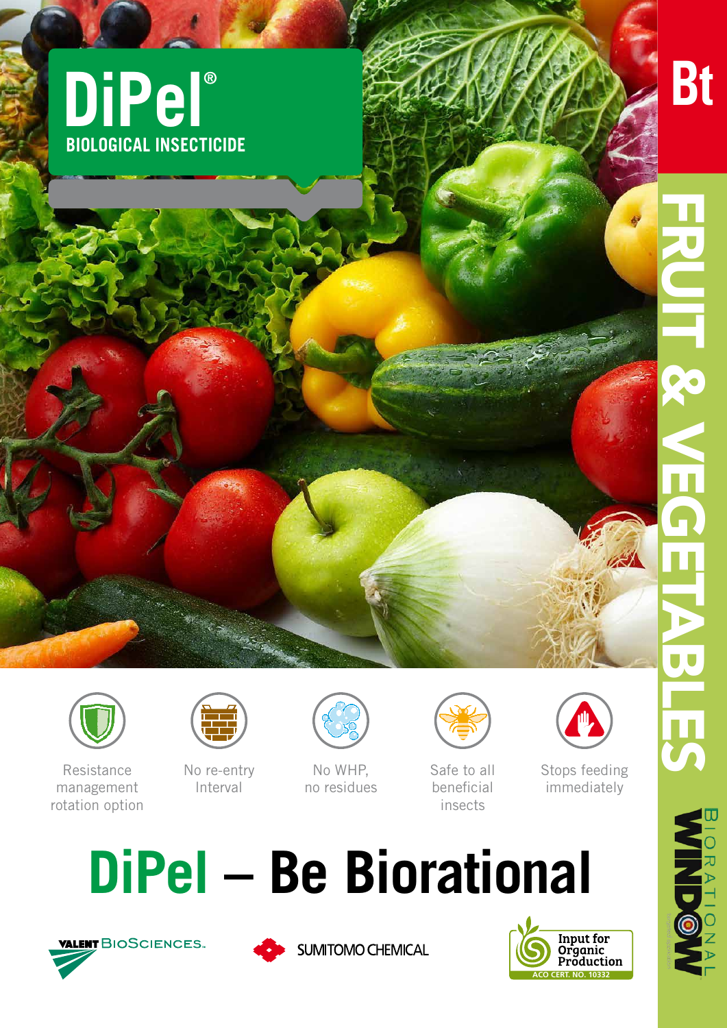# DiPel®

**BIOLOGICAL INSECTICIDE**

**Bt**

**FRUIT & VEGETABLES**

- Resistance management rotation option
- No re-entry Interval
- No WHP, no residues
- Safe to all beneficial insects
- Stops feeding immediately

# DiPel – Be Biorational

VALENT BIOSCIENCES

SUMITOMO CHEMICAL

Input for Organic Production
ACO CERT. NO. 10332

BIORATIONAL WINDOW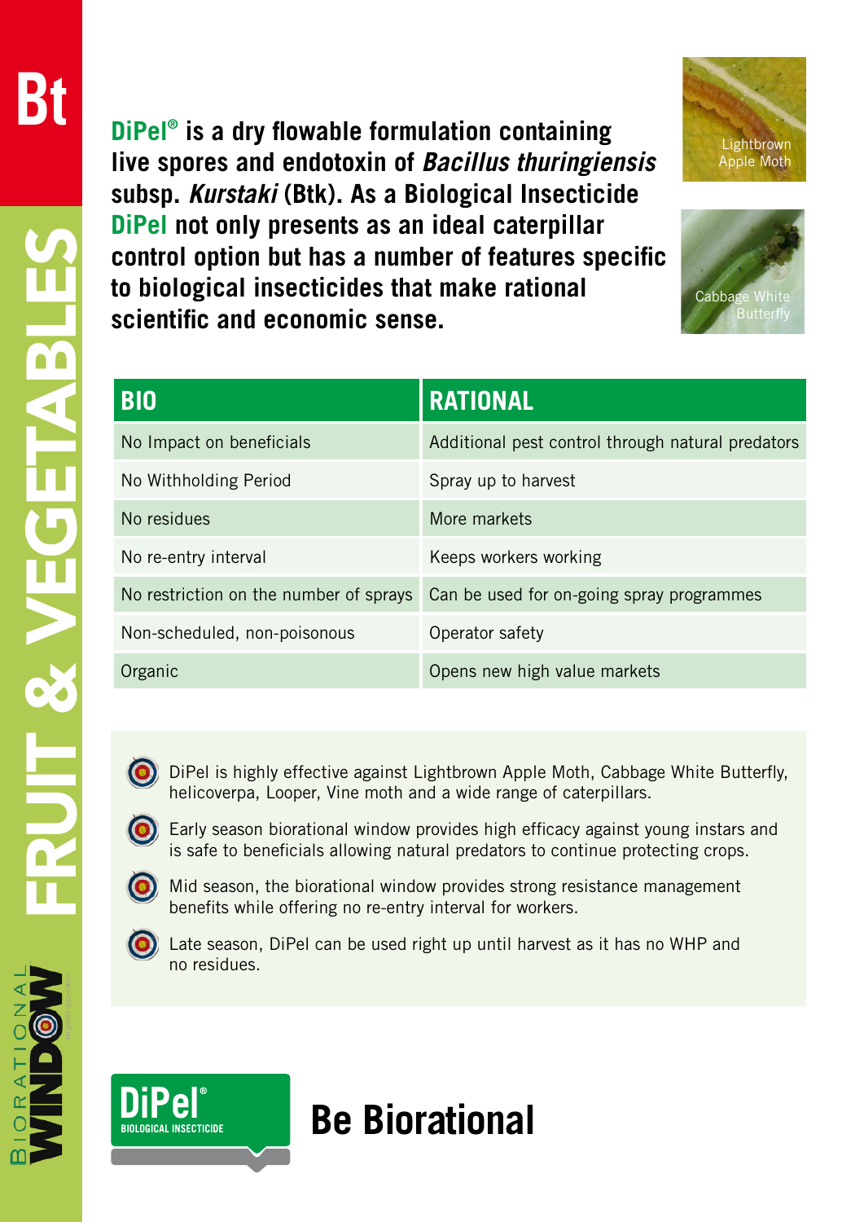Bt

FRUIT & VEGETABLES

**DiPel® is a dry flowable formulation containing live spores and endotoxin of *Bacillus thuringiensis* subsp. *Kurstaki* (Btk). As a Biological Insecticide DiPel not only presents as an ideal caterpillar control option but has a number of features specific to biological insecticides that make rational scientific and economic sense.**

Lightbrown Apple Moth

Cabbage White Butterfly

| BIO | RATIONAL |
|---|---|
| No Impact on beneficials | Additional pest control through natural predators |
| No Withholding Period | Spray up to harvest |
| No residues | More markets |
| No re-entry interval | Keeps workers working |
| No restriction on the number of sprays | Can be used for on-going spray programmes |
| Non-scheduled, non-poisonous | Operator safety |
| Organic | Opens new high value markets |

- DiPel is highly effective against Lightbrown Apple Moth, Cabbage White Butterfly, helicoverpa, Looper, Vine moth and a wide range of caterpillars.
- Early season biorational window provides high efficacy against young instars and is safe to beneficials allowing natural predators to continue protecting crops.
- Mid season, the biorational window provides strong resistance management benefits while offering no re-entry interval for workers.
- Late season, DiPel can be used right up until harvest as it has no WHP and no residues.

BIORATIONAL WINDOW

DiPel® BIOLOGICAL INSECTICIDE

# Be Biorational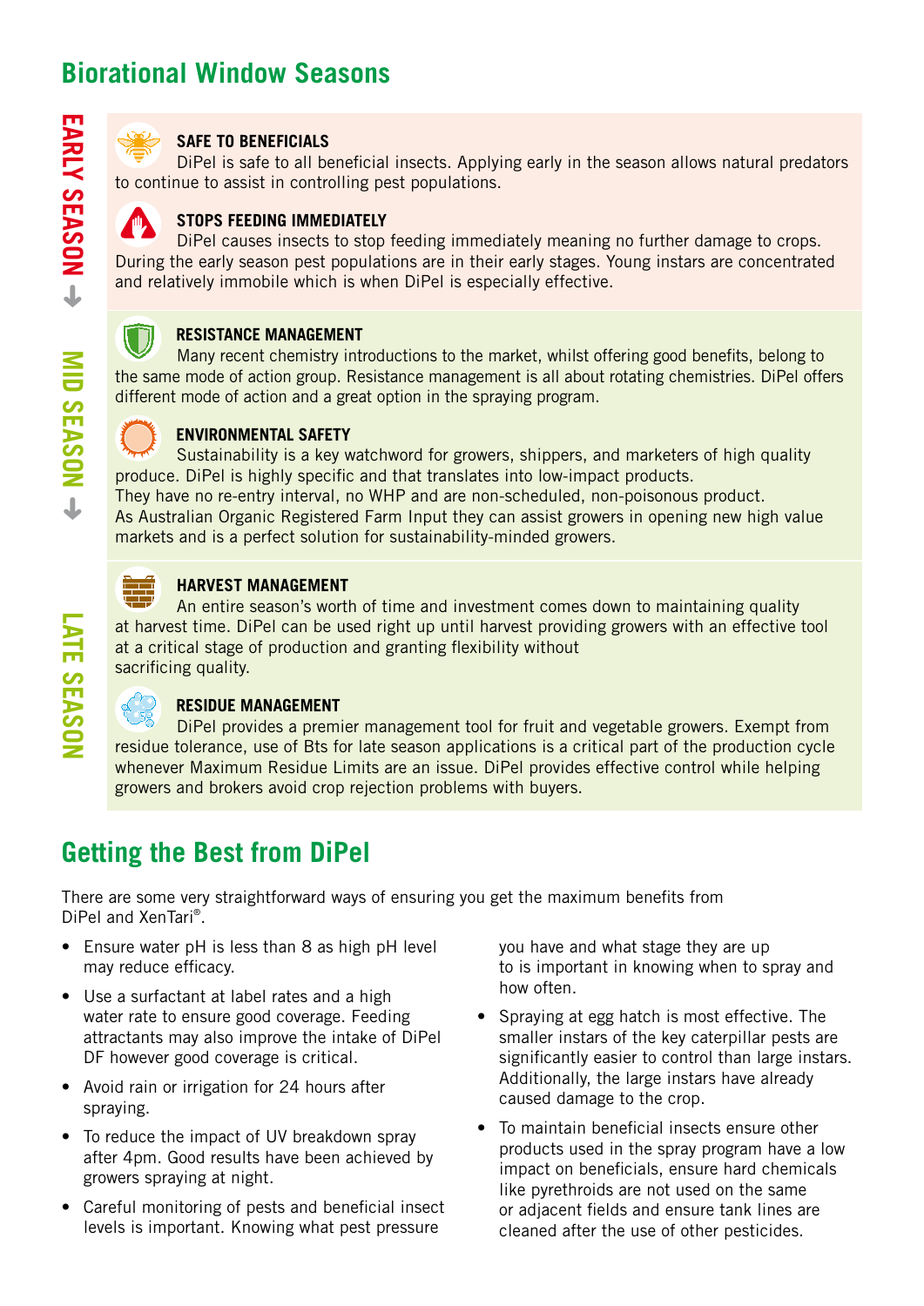## Biorational Window Seasons

EARLY SEASON ↓

### SAFE TO BENEFICIALS

DiPel is safe to all beneficial insects. Applying early in the season allows natural predators to continue to assist in controlling pest populations.

### STOPS FEEDING IMMEDIATELY

DiPel causes insects to stop feeding immediately meaning no further damage to crops. During the early season pest populations are in their early stages. Young instars are concentrated and relatively immobile which is when DiPel is especially effective.

MID SEASON ↓

### RESISTANCE MANAGEMENT

Many recent chemistry introductions to the market, whilst offering good benefits, belong to the same mode of action group. Resistance management is all about rotating chemistries. DiPel offers different mode of action and a great option in the spraying program.

### ENVIRONMENTAL SAFETY

Sustainability is a key watchword for growers, shippers, and marketers of high quality produce. DiPel is highly specific and that translates into low-impact products. They have no re-entry interval, no WHP and are non-scheduled, non-poisonous product. As Australian Organic Registered Farm Input they can assist growers in opening new high value markets and is a perfect solution for sustainability-minded growers.

LATE SEASON

### HARVEST MANAGEMENT

An entire season's worth of time and investment comes down to maintaining quality at harvest time. DiPel can be used right up until harvest providing growers with an effective tool at a critical stage of production and granting flexibility without sacrificing quality.

### RESIDUE MANAGEMENT

DiPel provides a premier management tool for fruit and vegetable growers. Exempt from residue tolerance, use of Bts for late season applications is a critical part of the production cycle whenever Maximum Residue Limits are an issue. DiPel provides effective control while helping growers and brokers avoid crop rejection problems with buyers.

## Getting the Best from DiPel

There are some very straightforward ways of ensuring you get the maximum benefits from DiPel and XenTari®.

- Ensure water pH is less than 8 as high pH level may reduce efficacy.
- Use a surfactant at label rates and a high water rate to ensure good coverage. Feeding attractants may also improve the intake of DiPel DF however good coverage is critical.
- Avoid rain or irrigation for 24 hours after spraying.
- To reduce the impact of UV breakdown spray after 4pm. Good results have been achieved by growers spraying at night.
- Careful monitoring of pests and beneficial insect levels is important. Knowing what pest pressure you have and what stage they are up to is important in knowing when to spray and how often.
- Spraying at egg hatch is most effective. The smaller instars of the key caterpillar pests are significantly easier to control than large instars. Additionally, the large instars have already caused damage to the crop.
- To maintain beneficial insects ensure other products used in the spray program have a low impact on beneficials, ensure hard chemicals like pyrethroids are not used on the same or adjacent fields and ensure tank lines are cleaned after the use of other pesticides.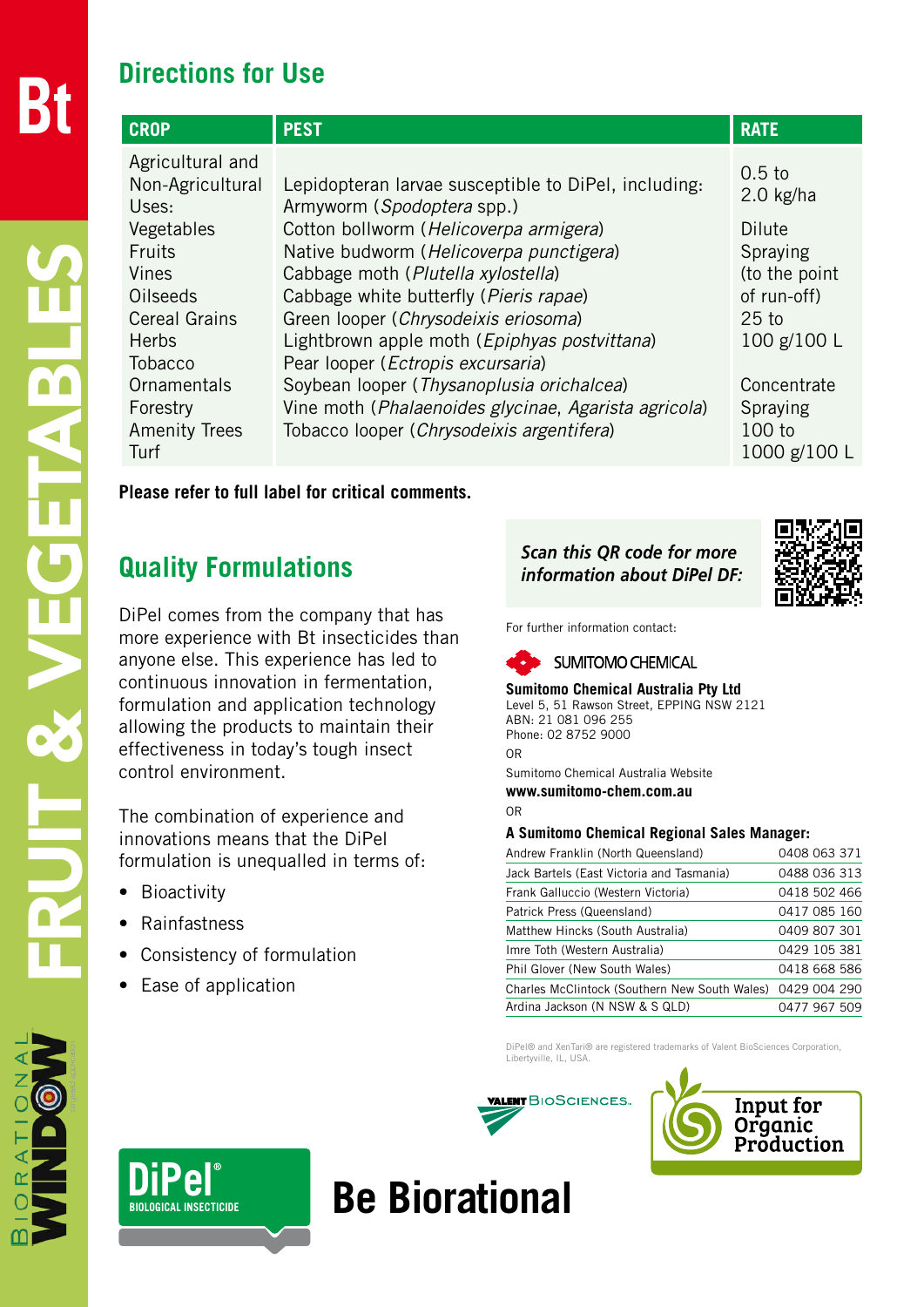Bt

FRUIT & VEGETABLES

## Directions for Use

| CROP | PEST | RATE |
|---|---|---|
| Agricultural and Non-Agricultural Uses:<br>Vegetables<br>Fruits<br>Vines<br>Oilseeds<br>Cereal Grains<br>Herbs<br>Tobacco<br>Ornamentals<br>Forestry<br>Amenity Trees<br>Turf | Lepidopteran larvae susceptible to DiPel, including:<br>Armyworm (*Spodoptera* spp.)<br>Cotton bollworm (*Helicoverpa armigera*)<br>Native budworm (*Helicoverpa punctigera*)<br>Cabbage moth (*Plutella xylostella*)<br>Cabbage white butterfly (*Pieris rapae*)<br>Green looper (*Chrysodeixis eriosoma*)<br>Lightbrown apple moth (*Epiphyas postvittana*)<br>Pear looper (*Ectropis excursaria*)<br>Soybean looper (*Thysanoplusia orichalcea*)<br>Vine moth (*Phalaenoides glycinae, Agarista agricola*)<br>Tobacco looper (*Chrysodeixis argentifera*) | 0.5 to 2.0 kg/ha<br><br>Dilute Spraying (to the point of run-off)<br>25 to 100 g/100 L<br><br>Concentrate Spraying<br>100 to 1000 g/100 L |

**Please refer to full label for critical comments.**

## Quality Formulations

DiPel comes from the company that has more experience with Bt insecticides than anyone else. This experience has led to continuous innovation in fermentation, formulation and application technology allowing the products to maintain their effectiveness in today's tough insect control environment.

The combination of experience and innovations means that the DiPel formulation is unequalled in terms of:

- Bioactivity
- Rainfastness
- Consistency of formulation
- Ease of application

*Scan this QR code for more information about DiPel DF:*

For further information contact:

SUMITOMO CHEMICAL

**Sumitomo Chemical Australia Pty Ltd**
Level 5, 51 Rawson Street, EPPING NSW 2121
ABN: 21 081 096 255
Phone: 02 8752 9000

OR

Sumitomo Chemical Australia Website
**www.sumitomo-chem.com.au**

OR

**A Sumitomo Chemical Regional Sales Manager:**

| | |
|---|---|
| Andrew Franklin (North Queensland) | 0408 063 371 |
| Jack Bartels (East Victoria and Tasmania) | 0488 036 313 |
| Frank Galluccio (Western Victoria) | 0418 502 466 |
| Patrick Press (Queensland) | 0417 085 160 |
| Matthew Hincks (South Australia) | 0409 807 301 |
| Imre Toth (Western Australia) | 0429 105 381 |
| Phil Glover (New South Wales) | 0418 668 586 |
| Charles McClintock (Southern New South Wales) | 0429 004 290 |
| Ardina Jackson (N NSW & S QLD) | 0477 967 509 |

DiPel® and XenTari® are registered trademarks of Valent BioSciences Corporation, Libertyville, IL, USA.

VALENT BIOSCIENCES.

Input for Organic Production

BIORATIONAL WINDOW

**DiPel®**
BIOLOGICAL INSECTICIDE

# Be Biorational